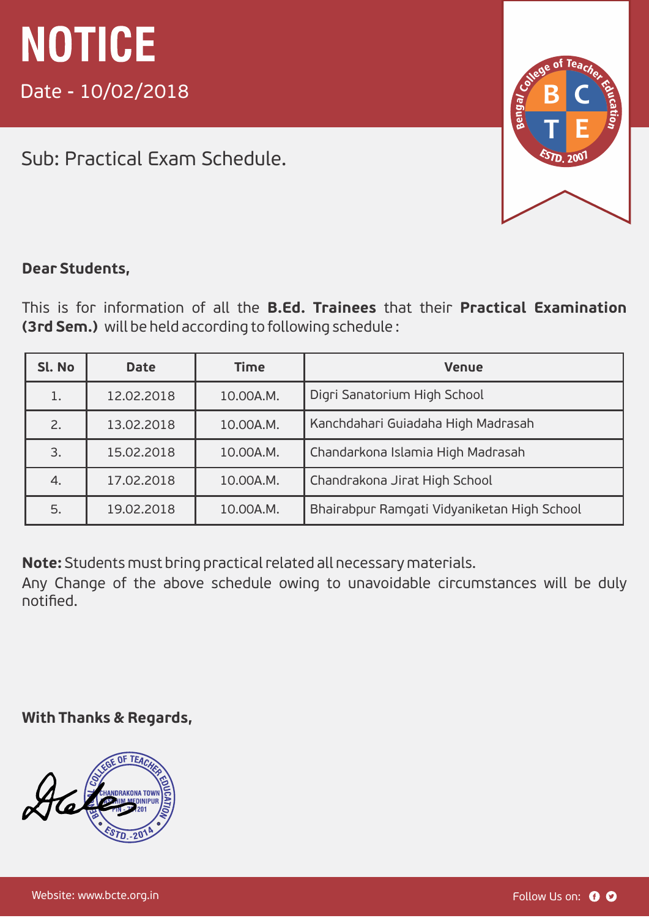# NOTICE

Date - 10/02/2018

Sub: Practical Exam Schedule.

**Dear Students,**

This is for information of all the **B.Ed. Trainees** that their **Practical Examination (3rd Sem.)** will be held according to following schedule :

| Sl. No | Date | Time | Venue |
|---|---|---|---|
| 1. | 12.02.2018 | 10.00A.M. | Digri Sanatorium High School |
| 2. | 13.02.2018 | 10.00A.M. | Kanchdahari Guiadaha High Madrasah |
| 3. | 15.02.2018 | 10.00A.M. | Chandarkona Islamia High Madrasah |
| 4. | 17.02.2018 | 10.00A.M. | Chandrakona Jirat High School |
| 5. | 19.02.2018 | 10.00A.M. | Bhairabpur Ramgati Vidyaniketan High School |

**Note:** Students must bring practical related all necessary materials.

Any Change of the above schedule owing to unavoidable circumstances will be duly notified.

**With Thanks & Regards,**

Website: www.bcte.org.in

Follow Us on: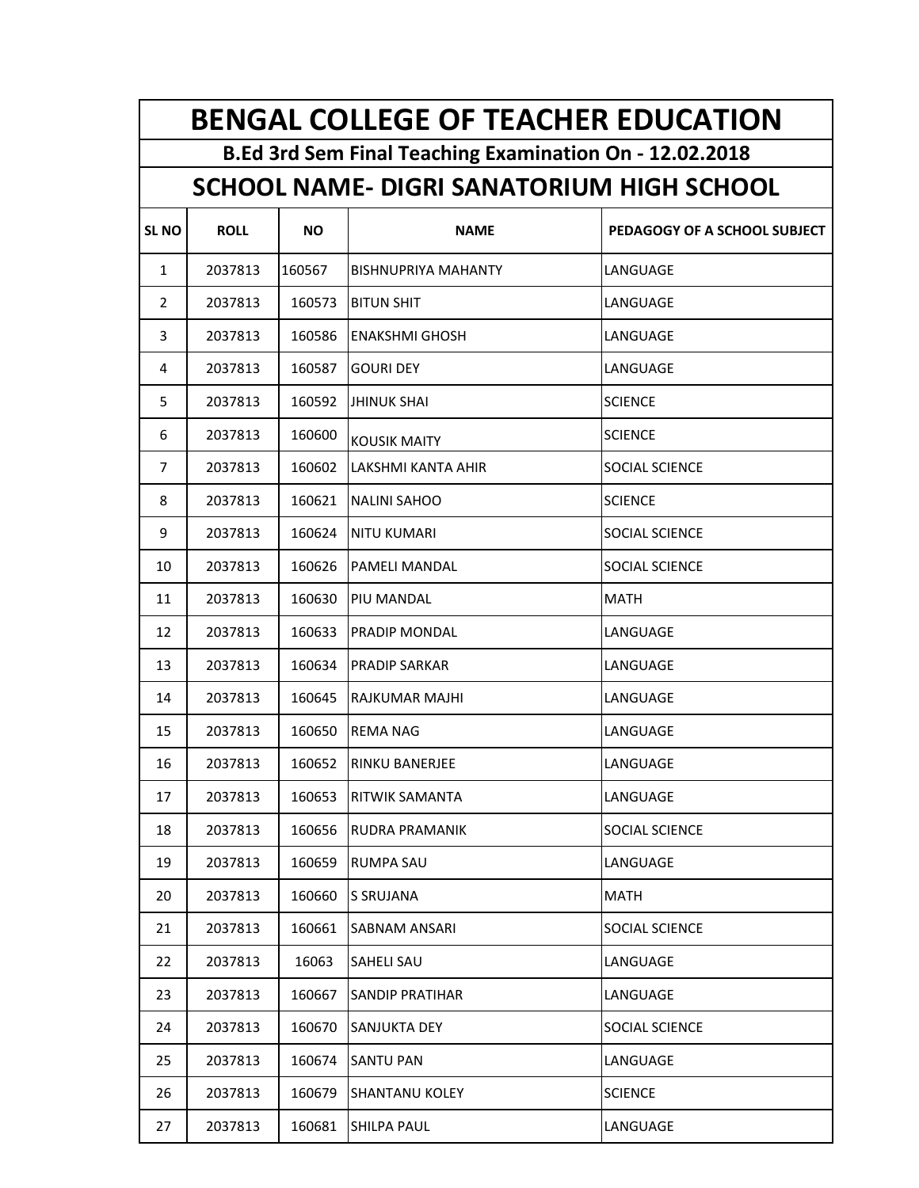# BENGAL COLLEGE OF TEACHER EDUCATION

## B.Ed 3rd Sem Final Teaching Examination On - 12.02.2018

## SCHOOL NAME- DIGRI SANATORIUM HIGH SCHOOL

| SL NO | ROLL | NO | NAME | PEDAGOGY OF A SCHOOL SUBJECT |
|---|---|---|---|---|
| 1 | 2037813 | 160567 | BISHNUPRIYA MAHANTY | LANGUAGE |
| 2 | 2037813 | 160573 | BITUN SHIT | LANGUAGE |
| 3 | 2037813 | 160586 | ENAKSHMI GHOSH | LANGUAGE |
| 4 | 2037813 | 160587 | GOURI DEY | LANGUAGE |
| 5 | 2037813 | 160592 | JHINUK SHAI | SCIENCE |
| 6 | 2037813 | 160600 | KOUSIK MAITY | SCIENCE |
| 7 | 2037813 | 160602 | LAKSHMI KANTA AHIR | SOCIAL SCIENCE |
| 8 | 2037813 | 160621 | NALINI SAHOO | SCIENCE |
| 9 | 2037813 | 160624 | NITU KUMARI | SOCIAL SCIENCE |
| 10 | 2037813 | 160626 | PAMELI MANDAL | SOCIAL SCIENCE |
| 11 | 2037813 | 160630 | PIU MANDAL | MATH |
| 12 | 2037813 | 160633 | PRADIP MONDAL | LANGUAGE |
| 13 | 2037813 | 160634 | PRADIP SARKAR | LANGUAGE |
| 14 | 2037813 | 160645 | RAJKUMAR MAJHI | LANGUAGE |
| 15 | 2037813 | 160650 | REMA NAG | LANGUAGE |
| 16 | 2037813 | 160652 | RINKU BANERJEE | LANGUAGE |
| 17 | 2037813 | 160653 | RITWIK SAMANTA | LANGUAGE |
| 18 | 2037813 | 160656 | RUDRA PRAMANIK | SOCIAL SCIENCE |
| 19 | 2037813 | 160659 | RUMPA SAU | LANGUAGE |
| 20 | 2037813 | 160660 | S SRUJANA | MATH |
| 21 | 2037813 | 160661 | SABNAM ANSARI | SOCIAL SCIENCE |
| 22 | 2037813 | 16063 | SAHELI SAU | LANGUAGE |
| 23 | 2037813 | 160667 | SANDIP PRATIHAR | LANGUAGE |
| 24 | 2037813 | 160670 | SANJUKTA DEY | SOCIAL SCIENCE |
| 25 | 2037813 | 160674 | SANTU PAN | LANGUAGE |
| 26 | 2037813 | 160679 | SHANTANU KOLEY | SCIENCE |
| 27 | 2037813 | 160681 | SHILPA PAUL | LANGUAGE |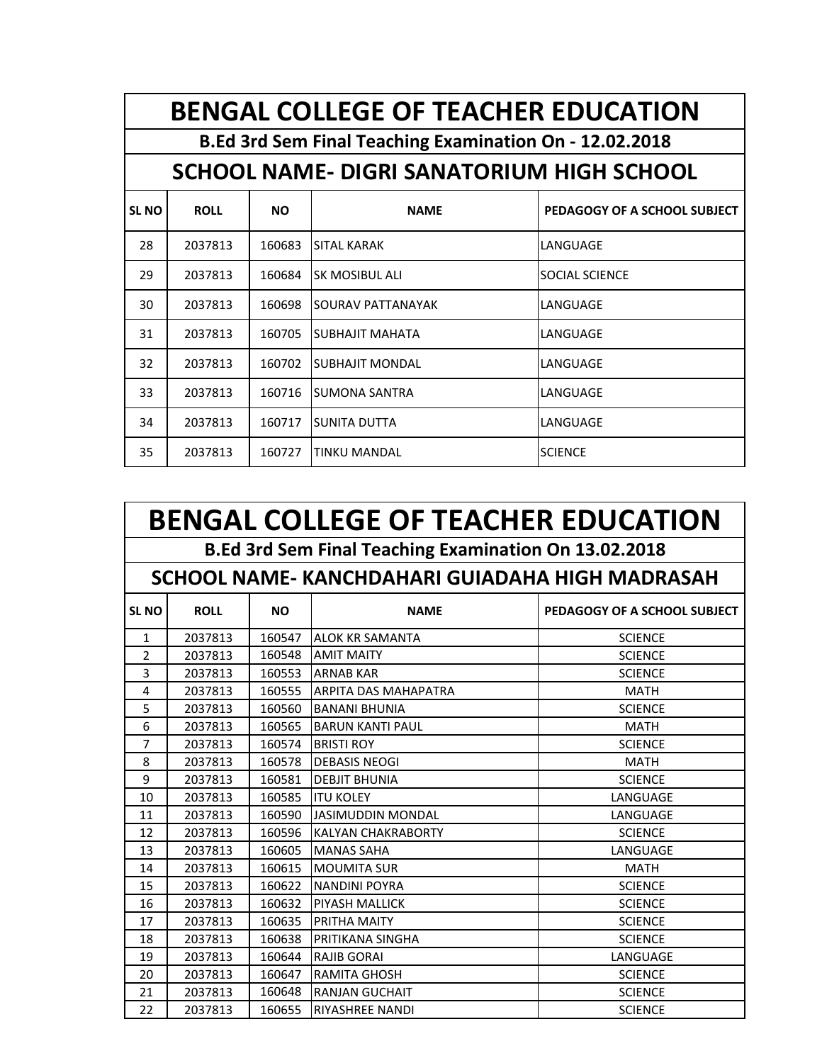# BENGAL COLLEGE OF TEACHER EDUCATION

## B.Ed 3rd Sem Final Teaching Examination On - 12.02.2018

## SCHOOL NAME- DIGRI SANATORIUM HIGH SCHOOL

| SL NO | ROLL | NO | NAME | PEDAGOGY OF A SCHOOL SUBJECT |
|---|---|---|---|---|
| 28 | 2037813 | 160683 | SITAL KARAK | LANGUAGE |
| 29 | 2037813 | 160684 | SK MOSIBUL ALI | SOCIAL SCIENCE |
| 30 | 2037813 | 160698 | SOURAV PATTANAYAK | LANGUAGE |
| 31 | 2037813 | 160705 | SUBHAJIT MAHATA | LANGUAGE |
| 32 | 2037813 | 160702 | SUBHAJIT MONDAL | LANGUAGE |
| 33 | 2037813 | 160716 | SUMONA SANTRA | LANGUAGE |
| 34 | 2037813 | 160717 | SUNITA DUTTA | LANGUAGE |
| 35 | 2037813 | 160727 | TINKU MANDAL | SCIENCE |

# BENGAL COLLEGE OF TEACHER EDUCATION

## B.Ed 3rd Sem Final Teaching Examination On 13.02.2018

## SCHOOL NAME- KANCHDAHARI GUIADAHA HIGH MADRASAH

| SL NO | ROLL | NO | NAME | PEDAGOGY OF A SCHOOL SUBJECT |
|---|---|---|---|---|
| 1 | 2037813 | 160547 | ALOK KR SAMANTA | SCIENCE |
| 2 | 2037813 | 160548 | AMIT MAITY | SCIENCE |
| 3 | 2037813 | 160553 | ARNAB KAR | SCIENCE |
| 4 | 2037813 | 160555 | ARPITA DAS MAHAPATRA | MATH |
| 5 | 2037813 | 160560 | BANANI BHUNIA | SCIENCE |
| 6 | 2037813 | 160565 | BARUN KANTI PAUL | MATH |
| 7 | 2037813 | 160574 | BRISTI ROY | SCIENCE |
| 8 | 2037813 | 160578 | DEBASIS NEOGI | MATH |
| 9 | 2037813 | 160581 | DEBJIT BHUNIA | SCIENCE |
| 10 | 2037813 | 160585 | ITU KOLEY | LANGUAGE |
| 11 | 2037813 | 160590 | JASIMUDDIN MONDAL | LANGUAGE |
| 12 | 2037813 | 160596 | KALYAN CHAKRABORTY | SCIENCE |
| 13 | 2037813 | 160605 | MANAS SAHA | LANGUAGE |
| 14 | 2037813 | 160615 | MOUMITA SUR | MATH |
| 15 | 2037813 | 160622 | NANDINI POYRA | SCIENCE |
| 16 | 2037813 | 160632 | PIYASH MALLICK | SCIENCE |
| 17 | 2037813 | 160635 | PRITHA MAITY | SCIENCE |
| 18 | 2037813 | 160638 | PRITIKANA SINGHA | SCIENCE |
| 19 | 2037813 | 160644 | RAJIB GORAI | LANGUAGE |
| 20 | 2037813 | 160647 | RAMITA GHOSH | SCIENCE |
| 21 | 2037813 | 160648 | RANJAN GUCHAIT | SCIENCE |
| 22 | 2037813 | 160655 | RIYASHREE NANDI | SCIENCE |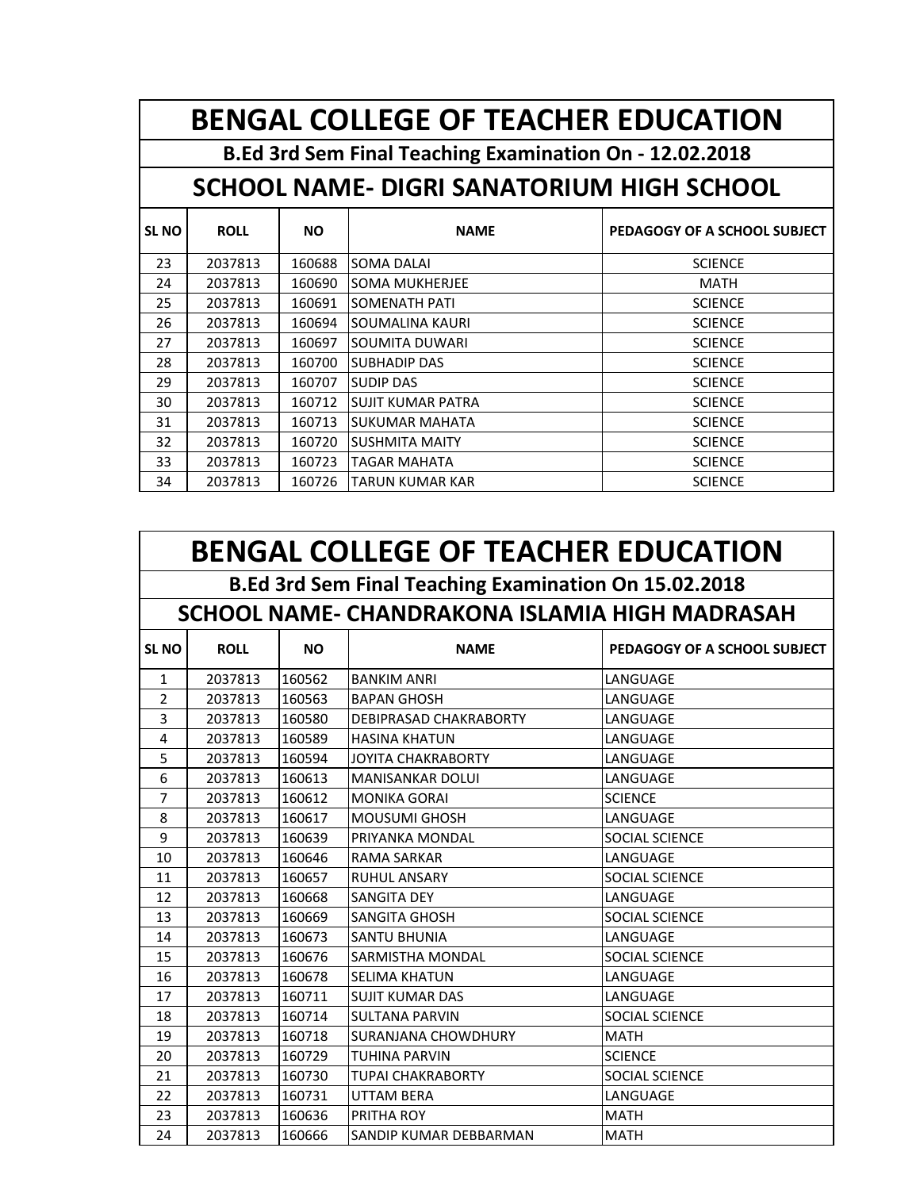# BENGAL COLLEGE OF TEACHER EDUCATION

## B.Ed 3rd Sem Final Teaching Examination On - 12.02.2018

## SCHOOL NAME- DIGRI SANATORIUM HIGH SCHOOL

| SL NO | ROLL | NO | NAME | PEDAGOGY OF A SCHOOL SUBJECT |
|---|---|---|---|---|
| 23 | 2037813 | 160688 | SOMA DALAI | SCIENCE |
| 24 | 2037813 | 160690 | SOMA MUKHERJEE | MATH |
| 25 | 2037813 | 160691 | SOMENATH PATI | SCIENCE |
| 26 | 2037813 | 160694 | SOUMALINA KAURI | SCIENCE |
| 27 | 2037813 | 160697 | SOUMITA DUWARI | SCIENCE |
| 28 | 2037813 | 160700 | SUBHADIP DAS | SCIENCE |
| 29 | 2037813 | 160707 | SUDIP DAS | SCIENCE |
| 30 | 2037813 | 160712 | SUJIT KUMAR PATRA | SCIENCE |
| 31 | 2037813 | 160713 | SUKUMAR MAHATA | SCIENCE |
| 32 | 2037813 | 160720 | SUSHMITA MAITY | SCIENCE |
| 33 | 2037813 | 160723 | TAGAR MAHATA | SCIENCE |
| 34 | 2037813 | 160726 | TARUN KUMAR KAR | SCIENCE |

# BENGAL COLLEGE OF TEACHER EDUCATION

## B.Ed 3rd Sem Final Teaching Examination On 15.02.2018

## SCHOOL NAME- CHANDRAKONA ISLAMIA HIGH MADRASAH

| SL NO | ROLL | NO | NAME | PEDAGOGY OF A SCHOOL SUBJECT |
|---|---|---|---|---|
| 1 | 2037813 | 160562 | BANKIM ANRI | LANGUAGE |
| 2 | 2037813 | 160563 | BAPAN GHOSH | LANGUAGE |
| 3 | 2037813 | 160580 | DEBIPRASAD CHAKRABORTY | LANGUAGE |
| 4 | 2037813 | 160589 | HASINA KHATUN | LANGUAGE |
| 5 | 2037813 | 160594 | JOYITA CHAKRABORTY | LANGUAGE |
| 6 | 2037813 | 160613 | MANISANKAR DOLUI | LANGUAGE |
| 7 | 2037813 | 160612 | MONIKA GORAI | SCIENCE |
| 8 | 2037813 | 160617 | MOUSUMI GHOSH | LANGUAGE |
| 9 | 2037813 | 160639 | PRIYANKA MONDAL | SOCIAL SCIENCE |
| 10 | 2037813 | 160646 | RAMA SARKAR | LANGUAGE |
| 11 | 2037813 | 160657 | RUHUL ANSARY | SOCIAL SCIENCE |
| 12 | 2037813 | 160668 | SANGITA DEY | LANGUAGE |
| 13 | 2037813 | 160669 | SANGITA GHOSH | SOCIAL SCIENCE |
| 14 | 2037813 | 160673 | SANTU BHUNIA | LANGUAGE |
| 15 | 2037813 | 160676 | SARMISTHA MONDAL | SOCIAL SCIENCE |
| 16 | 2037813 | 160678 | SELIMA KHATUN | LANGUAGE |
| 17 | 2037813 | 160711 | SUJIT KUMAR DAS | LANGUAGE |
| 18 | 2037813 | 160714 | SULTANA PARVIN | SOCIAL SCIENCE |
| 19 | 2037813 | 160718 | SURANJANA CHOWDHURY | MATH |
| 20 | 2037813 | 160729 | TUHINA PARVIN | SCIENCE |
| 21 | 2037813 | 160730 | TUPAI CHAKRABORTY | SOCIAL SCIENCE |
| 22 | 2037813 | 160731 | UTTAM BERA | LANGUAGE |
| 23 | 2037813 | 160636 | PRITHA ROY | MATH |
| 24 | 2037813 | 160666 | SANDIP KUMAR DEBBARMAN | MATH |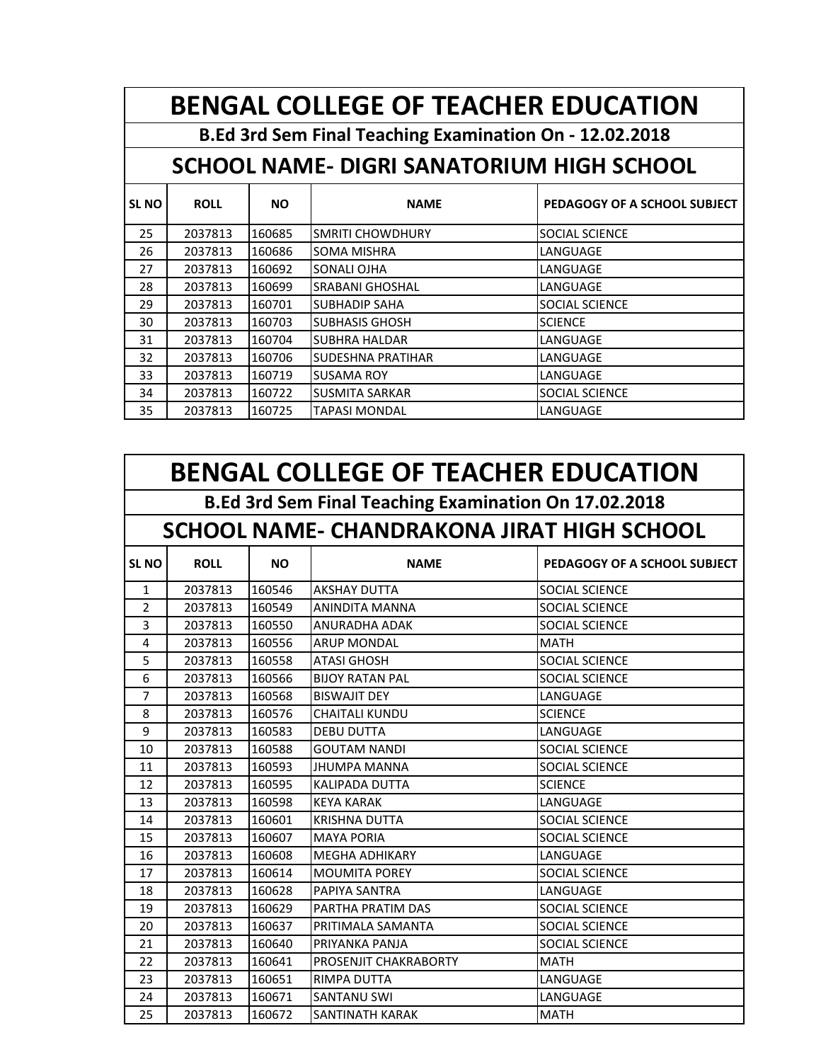# BENGAL COLLEGE OF TEACHER EDUCATION

## B.Ed 3rd Sem Final Teaching Examination On - 12.02.2018

## SCHOOL NAME- DIGRI SANATORIUM HIGH SCHOOL

| SL NO | ROLL | NO | NAME | PEDAGOGY OF A SCHOOL SUBJECT |
|---|---|---|---|---|
| 25 | 2037813 | 160685 | SMRITI CHOWDHURY | SOCIAL SCIENCE |
| 26 | 2037813 | 160686 | SOMA MISHRA | LANGUAGE |
| 27 | 2037813 | 160692 | SONALI OJHA | LANGUAGE |
| 28 | 2037813 | 160699 | SRABANI GHOSHAL | LANGUAGE |
| 29 | 2037813 | 160701 | SUBHADIP SAHA | SOCIAL SCIENCE |
| 30 | 2037813 | 160703 | SUBHASIS GHOSH | SCIENCE |
| 31 | 2037813 | 160704 | SUBHRA HALDAR | LANGUAGE |
| 32 | 2037813 | 160706 | SUDESHNA PRATIHAR | LANGUAGE |
| 33 | 2037813 | 160719 | SUSAMA ROY | LANGUAGE |
| 34 | 2037813 | 160722 | SUSMITA SARKAR | SOCIAL SCIENCE |
| 35 | 2037813 | 160725 | TAPASI MONDAL | LANGUAGE |

# BENGAL COLLEGE OF TEACHER EDUCATION

## B.Ed 3rd Sem Final Teaching Examination On 17.02.2018

## SCHOOL NAME- CHANDRAKONA JIRAT HIGH SCHOOL

| SL NO | ROLL | NO | NAME | PEDAGOGY OF A SCHOOL SUBJECT |
|---|---|---|---|---|
| 1 | 2037813 | 160546 | AKSHAY DUTTA | SOCIAL SCIENCE |
| 2 | 2037813 | 160549 | ANINDITA MANNA | SOCIAL SCIENCE |
| 3 | 2037813 | 160550 | ANURADHA ADAK | SOCIAL SCIENCE |
| 4 | 2037813 | 160556 | ARUP MONDAL | MATH |
| 5 | 2037813 | 160558 | ATASI GHOSH | SOCIAL SCIENCE |
| 6 | 2037813 | 160566 | BIJOY RATAN PAL | SOCIAL SCIENCE |
| 7 | 2037813 | 160568 | BISWAJIT DEY | LANGUAGE |
| 8 | 2037813 | 160576 | CHAITALI KUNDU | SCIENCE |
| 9 | 2037813 | 160583 | DEBU DUTTA | LANGUAGE |
| 10 | 2037813 | 160588 | GOUTAM NANDI | SOCIAL SCIENCE |
| 11 | 2037813 | 160593 | JHUMPA MANNA | SOCIAL SCIENCE |
| 12 | 2037813 | 160595 | KALIPADA DUTTA | SCIENCE |
| 13 | 2037813 | 160598 | KEYA KARAK | LANGUAGE |
| 14 | 2037813 | 160601 | KRISHNA DUTTA | SOCIAL SCIENCE |
| 15 | 2037813 | 160607 | MAYA PORIA | SOCIAL SCIENCE |
| 16 | 2037813 | 160608 | MEGHA ADHIKARY | LANGUAGE |
| 17 | 2037813 | 160614 | MOUMITA POREY | SOCIAL SCIENCE |
| 18 | 2037813 | 160628 | PAPIYA SANTRA | LANGUAGE |
| 19 | 2037813 | 160629 | PARTHA PRATIM DAS | SOCIAL SCIENCE |
| 20 | 2037813 | 160637 | PRITIMALA SAMANTA | SOCIAL SCIENCE |
| 21 | 2037813 | 160640 | PRIYANKA PANJA | SOCIAL SCIENCE |
| 22 | 2037813 | 160641 | PROSENJIT CHAKRABORTY | MATH |
| 23 | 2037813 | 160651 | RIMPA DUTTA | LANGUAGE |
| 24 | 2037813 | 160671 | SANTANU SWI | LANGUAGE |
| 25 | 2037813 | 160672 | SANTINATH KARAK | MATH |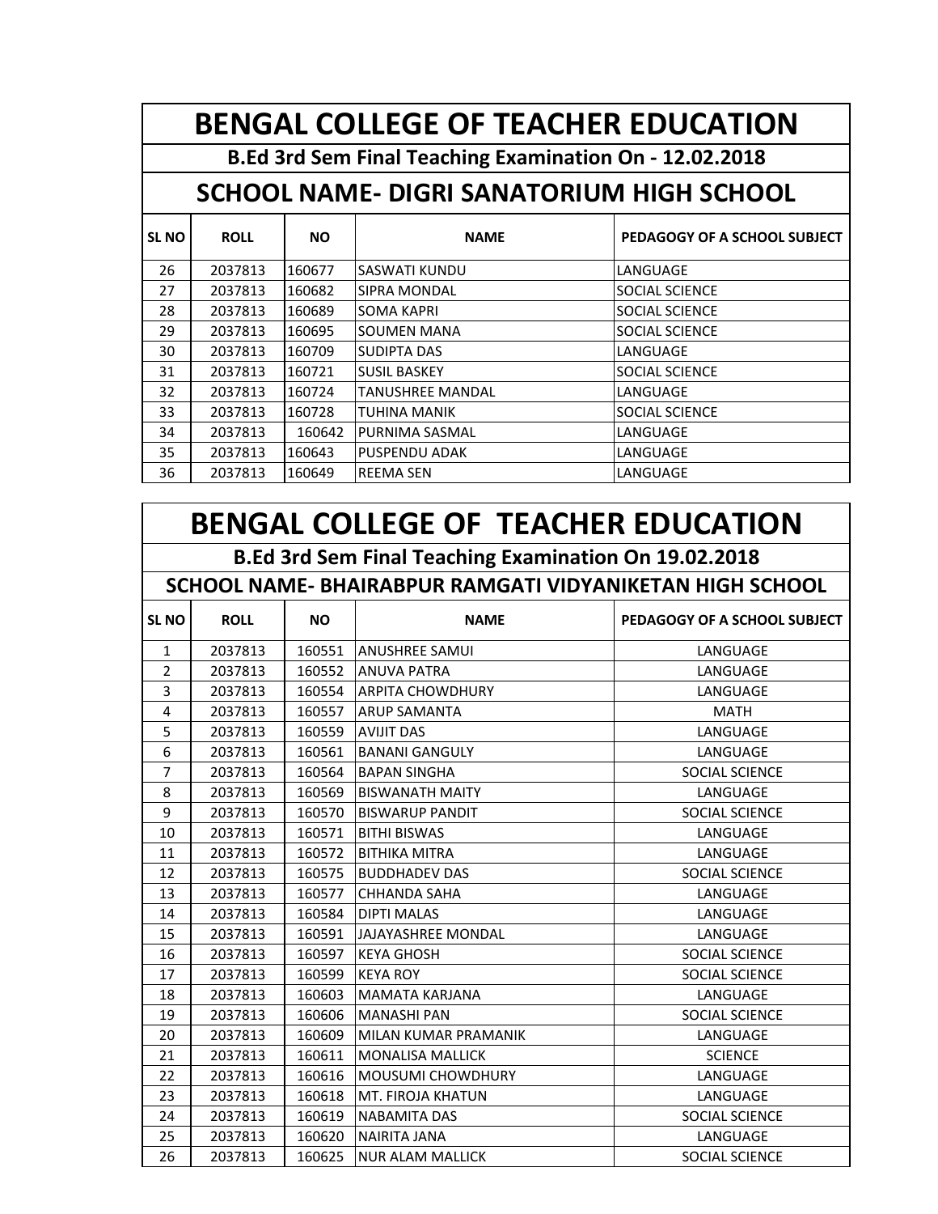# BENGAL COLLEGE OF TEACHER EDUCATION

## B.Ed 3rd Sem Final Teaching Examination On - 12.02.2018

## SCHOOL NAME- DIGRI SANATORIUM HIGH SCHOOL

| SL NO | ROLL | NO | NAME | PEDAGOGY OF A SCHOOL SUBJECT |
|---|---|---|---|---|
| 26 | 2037813 | 160677 | SASWATI KUNDU | LANGUAGE |
| 27 | 2037813 | 160682 | SIPRA MONDAL | SOCIAL SCIENCE |
| 28 | 2037813 | 160689 | SOMA KAPRI | SOCIAL SCIENCE |
| 29 | 2037813 | 160695 | SOUMEN MANA | SOCIAL SCIENCE |
| 30 | 2037813 | 160709 | SUDIPTA DAS | LANGUAGE |
| 31 | 2037813 | 160721 | SUSIL BASKEY | SOCIAL SCIENCE |
| 32 | 2037813 | 160724 | TANUSHREE MANDAL | LANGUAGE |
| 33 | 2037813 | 160728 | TUHINA MANIK | SOCIAL SCIENCE |
| 34 | 2037813 | 160642 | PURNIMA SASMAL | LANGUAGE |
| 35 | 2037813 | 160643 | PUSPENDU ADAK | LANGUAGE |
| 36 | 2037813 | 160649 | REEMA SEN | LANGUAGE |

# BENGAL COLLEGE OF TEACHER EDUCATION

## B.Ed 3rd Sem Final Teaching Examination On 19.02.2018

## SCHOOL NAME- BHAIRABPUR RAMGATI VIDYANIKETAN HIGH SCHOOL

| SL NO | ROLL | NO | NAME | PEDAGOGY OF A SCHOOL SUBJECT |
|---|---|---|---|---|
| 1 | 2037813 | 160551 | ANUSHREE SAMUI | LANGUAGE |
| 2 | 2037813 | 160552 | ANUVA PATRA | LANGUAGE |
| 3 | 2037813 | 160554 | ARPITA CHOWDHURY | LANGUAGE |
| 4 | 2037813 | 160557 | ARUP SAMANTA | MATH |
| 5 | 2037813 | 160559 | AVIJIT DAS | LANGUAGE |
| 6 | 2037813 | 160561 | BANANI GANGULY | LANGUAGE |
| 7 | 2037813 | 160564 | BAPAN SINGHA | SOCIAL SCIENCE |
| 8 | 2037813 | 160569 | BISWANATH MAITY | LANGUAGE |
| 9 | 2037813 | 160570 | BISWARUP PANDIT | SOCIAL SCIENCE |
| 10 | 2037813 | 160571 | BITHI BISWAS | LANGUAGE |
| 11 | 2037813 | 160572 | BITHIKA MITRA | LANGUAGE |
| 12 | 2037813 | 160575 | BUDDHADEV DAS | SOCIAL SCIENCE |
| 13 | 2037813 | 160577 | CHHANDA SAHA | LANGUAGE |
| 14 | 2037813 | 160584 | DIPTI MALAS | LANGUAGE |
| 15 | 2037813 | 160591 | JAJAYASHREE MONDAL | LANGUAGE |
| 16 | 2037813 | 160597 | KEYA GHOSH | SOCIAL SCIENCE |
| 17 | 2037813 | 160599 | KEYA ROY | SOCIAL SCIENCE |
| 18 | 2037813 | 160603 | MAMATA KARJANA | LANGUAGE |
| 19 | 2037813 | 160606 | MANASHI PAN | SOCIAL SCIENCE |
| 20 | 2037813 | 160609 | MILAN KUMAR PRAMANIK | LANGUAGE |
| 21 | 2037813 | 160611 | MONALISA MALLICK | SCIENCE |
| 22 | 2037813 | 160616 | MOUSUMI CHOWDHURY | LANGUAGE |
| 23 | 2037813 | 160618 | MT. FIROJA KHATUN | LANGUAGE |
| 24 | 2037813 | 160619 | NABAMITA DAS | SOCIAL SCIENCE |
| 25 | 2037813 | 160620 | NAIRITA JANA | LANGUAGE |
| 26 | 2037813 | 160625 | NUR ALAM MALLICK | SOCIAL SCIENCE |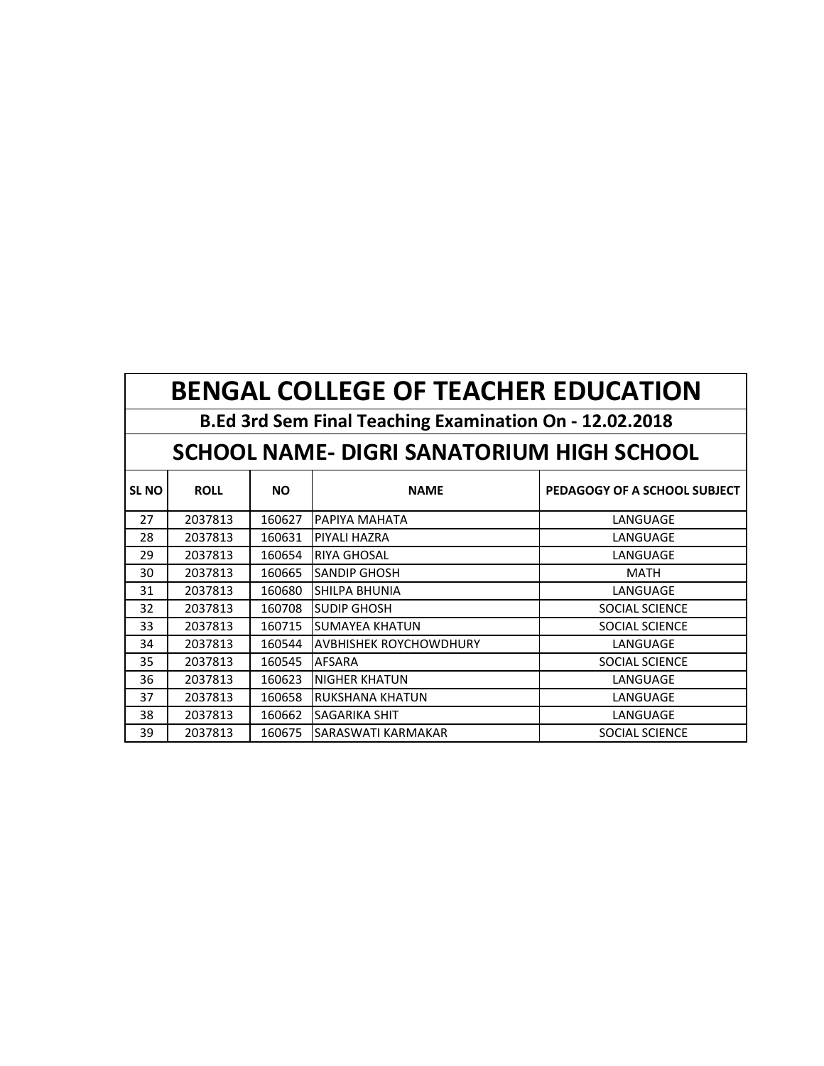# BENGAL COLLEGE OF TEACHER EDUCATION

## B.Ed 3rd Sem Final Teaching Examination On - 12.02.2018

## SCHOOL NAME- DIGRI SANATORIUM HIGH SCHOOL

| SL NO | ROLL | NO | NAME | PEDAGOGY OF A SCHOOL SUBJECT |
|---|---|---|---|---|
| 27 | 2037813 | 160627 | PAPIYA MAHATA | LANGUAGE |
| 28 | 2037813 | 160631 | PIYALI HAZRA | LANGUAGE |
| 29 | 2037813 | 160654 | RIYA GHOSAL | LANGUAGE |
| 30 | 2037813 | 160665 | SANDIP GHOSH | MATH |
| 31 | 2037813 | 160680 | SHILPA BHUNIA | LANGUAGE |
| 32 | 2037813 | 160708 | SUDIP GHOSH | SOCIAL SCIENCE |
| 33 | 2037813 | 160715 | SUMAYEA KHATUN | SOCIAL SCIENCE |
| 34 | 2037813 | 160544 | AVBHISHEK ROYCHOWDHURY | LANGUAGE |
| 35 | 2037813 | 160545 | AFSARA | SOCIAL SCIENCE |
| 36 | 2037813 | 160623 | NIGHER KHATUN | LANGUAGE |
| 37 | 2037813 | 160658 | RUKSHANA KHATUN | LANGUAGE |
| 38 | 2037813 | 160662 | SAGARIKA SHIT | LANGUAGE |
| 39 | 2037813 | 160675 | SARASWATI KARMAKAR | SOCIAL SCIENCE |